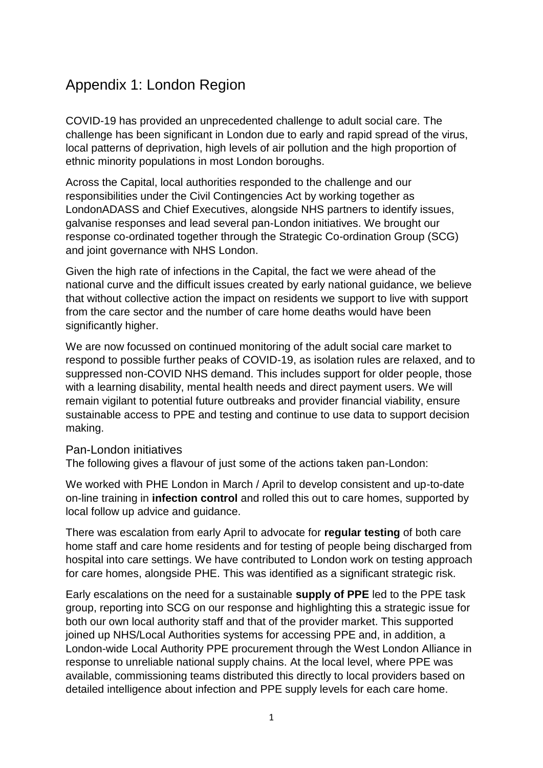# Appendix 1: London Region

COVID-19 has provided an unprecedented challenge to adult social care. The challenge has been significant in London due to early and rapid spread of the virus, local patterns of deprivation, high levels of air pollution and the high proportion of ethnic minority populations in most London boroughs.

Across the Capital, local authorities responded to the challenge and our responsibilities under the Civil Contingencies Act by working together as LondonADASS and Chief Executives, alongside NHS partners to identify issues, galvanise responses and lead several pan-London initiatives. We brought our response co-ordinated together through the Strategic Co-ordination Group (SCG) and joint governance with NHS London.

Given the high rate of infections in the Capital, the fact we were ahead of the national curve and the difficult issues created by early national guidance, we believe that without collective action the impact on residents we support to live with support from the care sector and the number of care home deaths would have been significantly higher.

We are now focussed on continued monitoring of the adult social care market to respond to possible further peaks of COVID-19, as isolation rules are relaxed, and to suppressed non-COVID NHS demand. This includes support for older people, those with a learning disability, mental health needs and direct payment users. We will remain vigilant to potential future outbreaks and provider financial viability, ensure sustainable access to PPE and testing and continue to use data to support decision making.

## Pan-London initiatives

The following gives a flavour of just some of the actions taken pan-London:

We worked with PHE London in March / April to develop consistent and up-to-date on-line training in **infection control** and rolled this out to care homes, supported by local follow up advice and guidance.

There was escalation from early April to advocate for **regular testing** of both care home staff and care home residents and for testing of people being discharged from hospital into care settings. We have contributed to London work on testing approach for care homes, alongside PHE. This was identified as a significant strategic risk.

Early escalations on the need for a sustainable **supply of PPE** led to the PPE task group, reporting into SCG on our response and highlighting this a strategic issue for both our own local authority staff and that of the provider market. This supported joined up NHS/Local Authorities systems for accessing PPE and, in addition, a London-wide Local Authority PPE procurement through the West London Alliance in response to unreliable national supply chains. At the local level, where PPE was available, commissioning teams distributed this directly to local providers based on detailed intelligence about infection and PPE supply levels for each care home.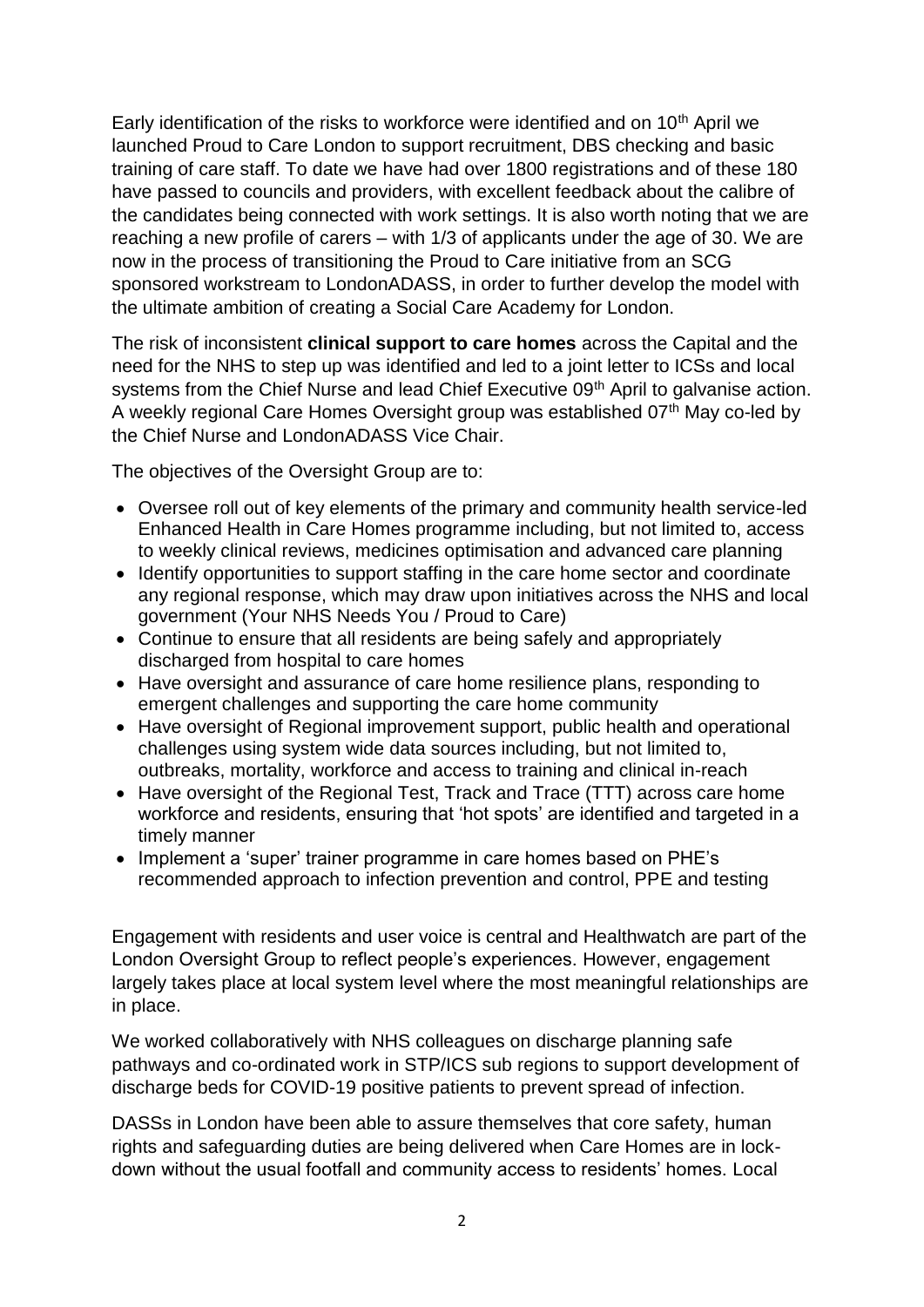Early identification of the risks to workforce were identified and on 10th April we launched Proud to Care London to support recruitment, DBS checking and basic training of care staff. To date we have had over 1800 registrations and of these 180 have passed to councils and providers, with excellent feedback about the calibre of the candidates being connected with work settings. It is also worth noting that we are reaching a new profile of carers – with 1/3 of applicants under the age of 30. We are now in the process of transitioning the Proud to Care initiative from an SCG sponsored workstream to LondonADASS, in order to further develop the model with the ultimate ambition of creating a Social Care Academy for London.

The risk of inconsistent **clinical support to care homes** across the Capital and the need for the NHS to step up was identified and led to a joint letter to ICSs and local systems from the Chief Nurse and lead Chief Executive 09th April to galvanise action. A weekly regional Care Homes Oversight group was established 07th May co-led by the Chief Nurse and LondonADASS Vice Chair.

The objectives of the Oversight Group are to:

- Oversee roll out of key elements of the primary and community health service-led Enhanced Health in Care Homes programme including, but not limited to, access to weekly clinical reviews, medicines optimisation and advanced care planning
- Identify opportunities to support staffing in the care home sector and coordinate any regional response, which may draw upon initiatives across the NHS and local government (Your NHS Needs You / Proud to Care)
- Continue to ensure that all residents are being safely and appropriately discharged from hospital to care homes
- Have oversight and assurance of care home resilience plans, responding to emergent challenges and supporting the care home community
- Have oversight of Regional improvement support, public health and operational challenges using system wide data sources including, but not limited to, outbreaks, mortality, workforce and access to training and clinical in-reach
- Have oversight of the Regional Test, Track and Trace (TTT) across care home workforce and residents, ensuring that 'hot spots' are identified and targeted in a timely manner
- Implement a 'super' trainer programme in care homes based on PHE's recommended approach to infection prevention and control, PPE and testing

Engagement with residents and user voice is central and Healthwatch are part of the London Oversight Group to reflect people's experiences. However, engagement largely takes place at local system level where the most meaningful relationships are in place.

We worked collaboratively with NHS colleagues on discharge planning safe pathways and co-ordinated work in STP/ICS sub regions to support development of discharge beds for COVID-19 positive patients to prevent spread of infection.

DASSs in London have been able to assure themselves that core safety, human rights and safeguarding duties are being delivered when Care Homes are in lock-down without the usual footfall and community access to residents' homes. Local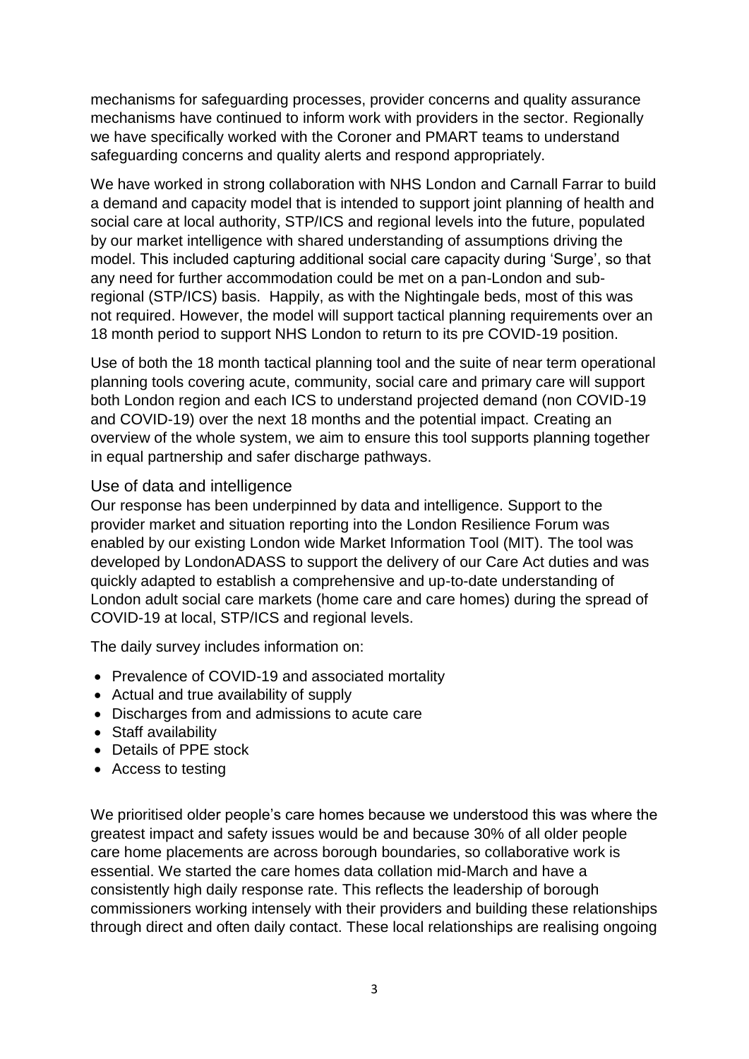mechanisms for safeguarding processes, provider concerns and quality assurance mechanisms have continued to inform work with providers in the sector. Regionally we have specifically worked with the Coroner and PMART teams to understand safeguarding concerns and quality alerts and respond appropriately.

We have worked in strong collaboration with NHS London and Carnall Farrar to build a demand and capacity model that is intended to support joint planning of health and social care at local authority, STP/ICS and regional levels into the future, populated by our market intelligence with shared understanding of assumptions driving the model. This included capturing additional social care capacity during 'Surge', so that any need for further accommodation could be met on a pan-London and sub-regional (STP/ICS) basis. Happily, as with the Nightingale beds, most of this was not required. However, the model will support tactical planning requirements over an 18 month period to support NHS London to return to its pre COVID-19 position.

Use of both the 18 month tactical planning tool and the suite of near term operational planning tools covering acute, community, social care and primary care will support both London region and each ICS to understand projected demand (non COVID-19 and COVID-19) over the next 18 months and the potential impact. Creating an overview of the whole system, we aim to ensure this tool supports planning together in equal partnership and safer discharge pathways.

## Use of data and intelligence

Our response has been underpinned by data and intelligence. Support to the provider market and situation reporting into the London Resilience Forum was enabled by our existing London wide Market Information Tool (MIT). The tool was developed by LondonADASS to support the delivery of our Care Act duties and was quickly adapted to establish a comprehensive and up-to-date understanding of London adult social care markets (home care and care homes) during the spread of COVID-19 at local, STP/ICS and regional levels.

The daily survey includes information on:

- Prevalence of COVID-19 and associated mortality
- Actual and true availability of supply
- Discharges from and admissions to acute care
- Staff availability
- Details of PPE stock
- Access to testing

We prioritised older people's care homes because we understood this was where the greatest impact and safety issues would be and because 30% of all older people care home placements are across borough boundaries, so collaborative work is essential. We started the care homes data collation mid-March and have a consistently high daily response rate. This reflects the leadership of borough commissioners working intensely with their providers and building these relationships through direct and often daily contact. These local relationships are realising ongoing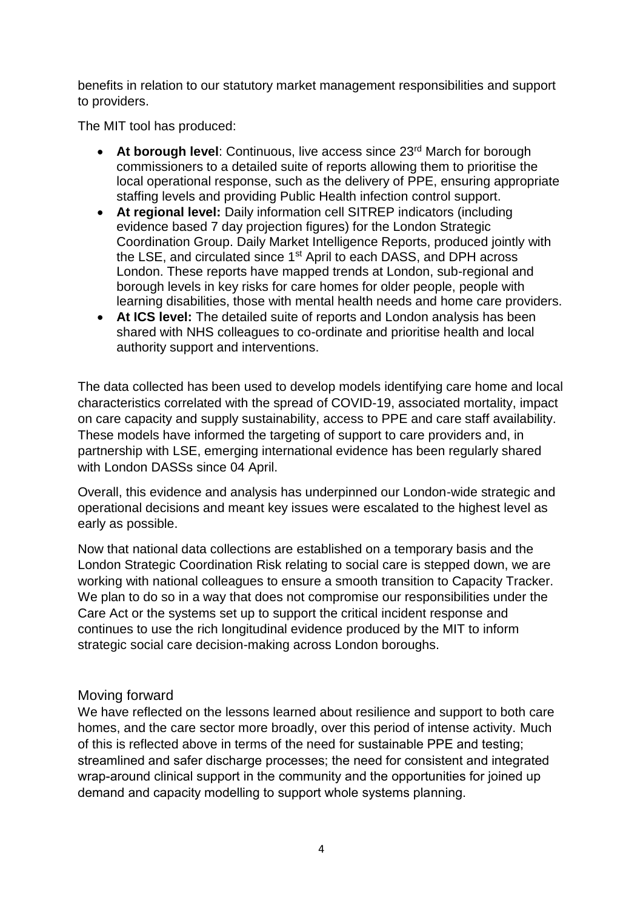benefits in relation to our statutory market management responsibilities and support to providers.

The MIT tool has produced:

- **At borough level**: Continuous, live access since 23rd March for borough commissioners to a detailed suite of reports allowing them to prioritise the local operational response, such as the delivery of PPE, ensuring appropriate staffing levels and providing Public Health infection control support.
- **At regional level:** Daily information cell SITREP indicators (including evidence based 7 day projection figures) for the London Strategic Coordination Group. Daily Market Intelligence Reports, produced jointly with the LSE, and circulated since 1st April to each DASS, and DPH across London. These reports have mapped trends at London, sub-regional and borough levels in key risks for care homes for older people, people with learning disabilities, those with mental health needs and home care providers.
- **At ICS level:** The detailed suite of reports and London analysis has been shared with NHS colleagues to co-ordinate and prioritise health and local authority support and interventions.

The data collected has been used to develop models identifying care home and local characteristics correlated with the spread of COVID-19, associated mortality, impact on care capacity and supply sustainability, access to PPE and care staff availability. These models have informed the targeting of support to care providers and, in partnership with LSE, emerging international evidence has been regularly shared with London DASSs since 04 April.

Overall, this evidence and analysis has underpinned our London-wide strategic and operational decisions and meant key issues were escalated to the highest level as early as possible.

Now that national data collections are established on a temporary basis and the London Strategic Coordination Risk relating to social care is stepped down, we are working with national colleagues to ensure a smooth transition to Capacity Tracker. We plan to do so in a way that does not compromise our responsibilities under the Care Act or the systems set up to support the critical incident response and continues to use the rich longitudinal evidence produced by the MIT to inform strategic social care decision-making across London boroughs.

## Moving forward

We have reflected on the lessons learned about resilience and support to both care homes, and the care sector more broadly, over this period of intense activity. Much of this is reflected above in terms of the need for sustainable PPE and testing; streamlined and safer discharge processes; the need for consistent and integrated wrap-around clinical support in the community and the opportunities for joined up demand and capacity modelling to support whole systems planning.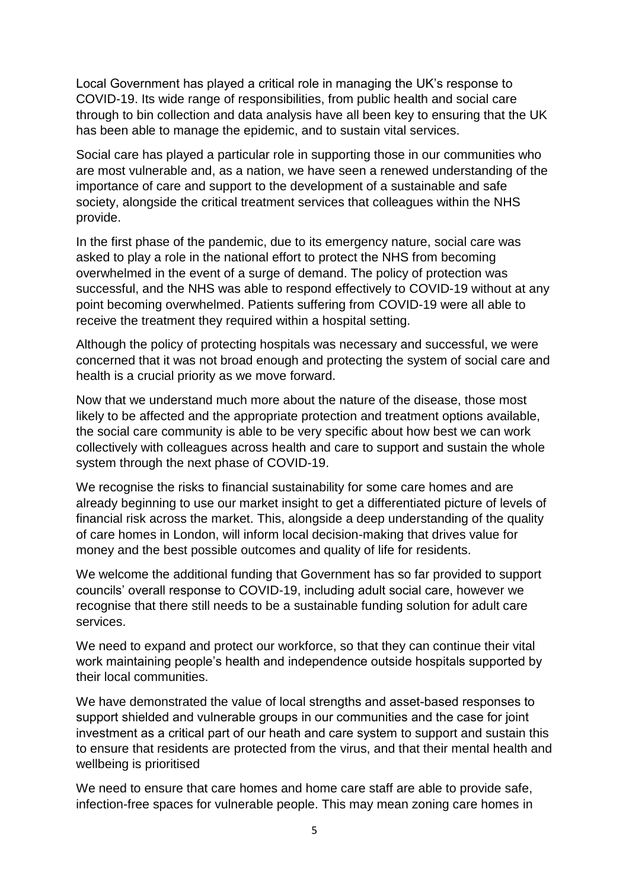Local Government has played a critical role in managing the UK's response to COVID-19. Its wide range of responsibilities, from public health and social care through to bin collection and data analysis have all been key to ensuring that the UK has been able to manage the epidemic, and to sustain vital services.

Social care has played a particular role in supporting those in our communities who are most vulnerable and, as a nation, we have seen a renewed understanding of the importance of care and support to the development of a sustainable and safe society, alongside the critical treatment services that colleagues within the NHS provide.

In the first phase of the pandemic, due to its emergency nature, social care was asked to play a role in the national effort to protect the NHS from becoming overwhelmed in the event of a surge of demand. The policy of protection was successful, and the NHS was able to respond effectively to COVID-19 without at any point becoming overwhelmed. Patients suffering from COVID-19 were all able to receive the treatment they required within a hospital setting.

Although the policy of protecting hospitals was necessary and successful, we were concerned that it was not broad enough and protecting the system of social care and health is a crucial priority as we move forward.

Now that we understand much more about the nature of the disease, those most likely to be affected and the appropriate protection and treatment options available, the social care community is able to be very specific about how best we can work collectively with colleagues across health and care to support and sustain the whole system through the next phase of COVID-19.

We recognise the risks to financial sustainability for some care homes and are already beginning to use our market insight to get a differentiated picture of levels of financial risk across the market. This, alongside a deep understanding of the quality of care homes in London, will inform local decision-making that drives value for money and the best possible outcomes and quality of life for residents.

We welcome the additional funding that Government has so far provided to support councils' overall response to COVID-19, including adult social care, however we recognise that there still needs to be a sustainable funding solution for adult care services.

We need to expand and protect our workforce, so that they can continue their vital work maintaining people's health and independence outside hospitals supported by their local communities.

We have demonstrated the value of local strengths and asset-based responses to support shielded and vulnerable groups in our communities and the case for joint investment as a critical part of our heath and care system to support and sustain this to ensure that residents are protected from the virus, and that their mental health and wellbeing is prioritised

We need to ensure that care homes and home care staff are able to provide safe, infection-free spaces for vulnerable people. This may mean zoning care homes in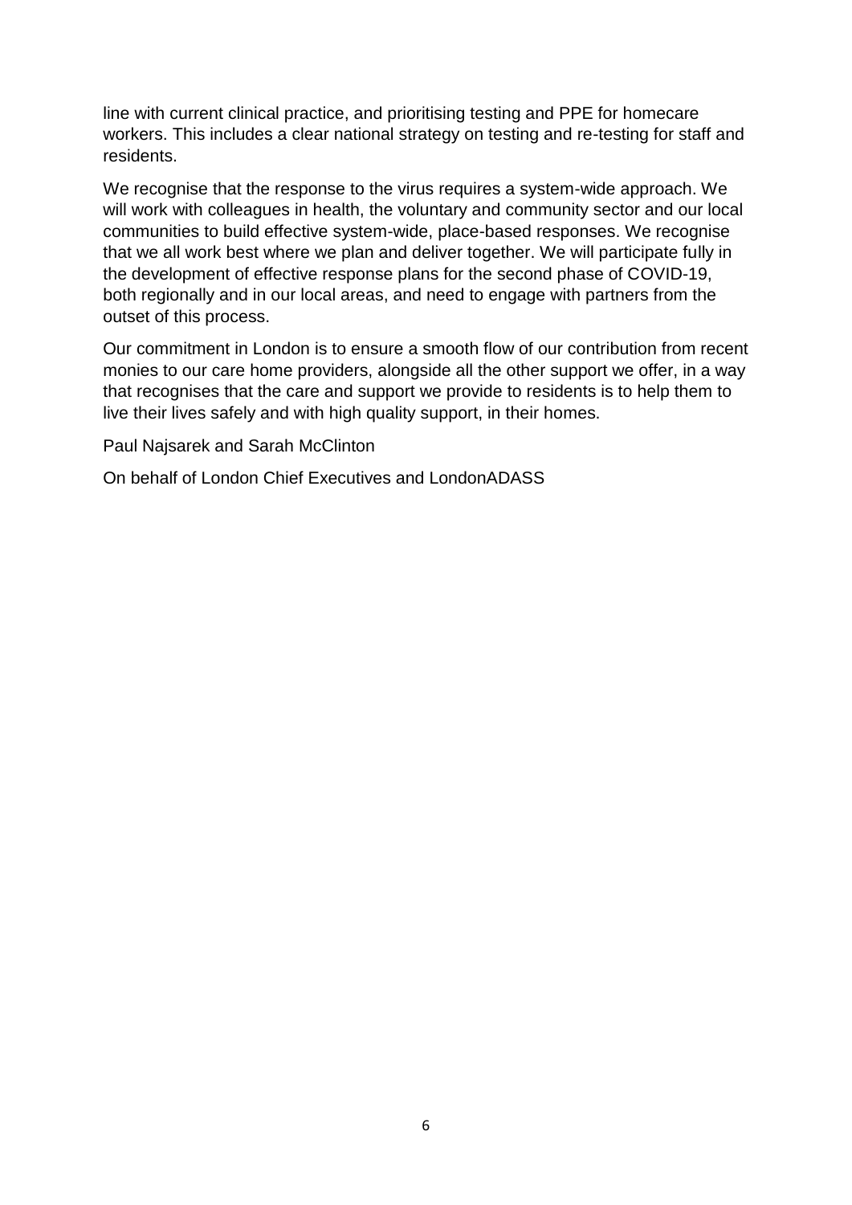line with current clinical practice, and prioritising testing and PPE for homecare workers. This includes a clear national strategy on testing and re-testing for staff and residents.

We recognise that the response to the virus requires a system-wide approach. We will work with colleagues in health, the voluntary and community sector and our local communities to build effective system-wide, place-based responses. We recognise that we all work best where we plan and deliver together. We will participate fully in the development of effective response plans for the second phase of COVID-19, both regionally and in our local areas, and need to engage with partners from the outset of this process.

Our commitment in London is to ensure a smooth flow of our contribution from recent monies to our care home providers, alongside all the other support we offer, in a way that recognises that the care and support we provide to residents is to help them to live their lives safely and with high quality support, in their homes.

Paul Najsarek and Sarah McClinton

On behalf of London Chief Executives and LondonADASS